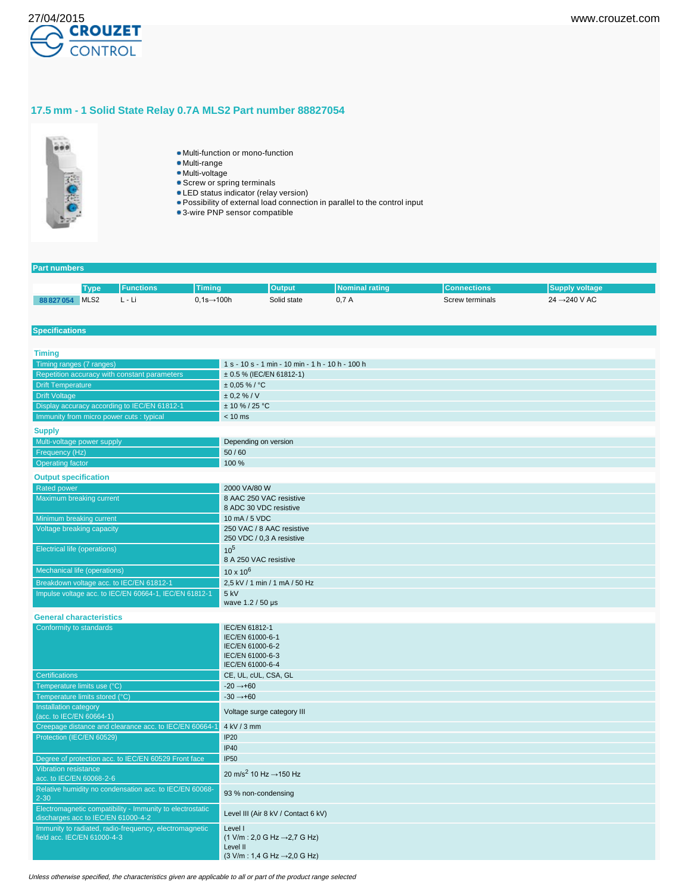# 17.5 mm - 1 Solid State Relay 0.7A MLS2 Part number 88827054

- Multi-function or mono-function
- Multi-range
- Multi-voltage
- Screw or spring terminals
- LED status indicator (relay version)
- Possibility of external load connection in parallel to the control input
- 3-wire PNP sensor compatible

## Part numbers

| | Type | Functions | Timing | Output | Nominal rating | Connections | Supply voltage |
|---|---|---|---|---|---|---|---|
| 88 827 054 | MLS2 | L - Li | 0,1s→100h | Solid state | 0,7 A | Screw terminals | 24 →240 V AC |

## Specifications

### Timing

| | |
|---|---|
| Timing ranges (7 ranges) | 1 s - 10 s - 1 min - 10 min - 1 h - 10 h - 100 h |
| Repetition accuracy with constant parameters | ± 0.5 % (IEC/EN 61812-1) |
| Drift Temperature | ± 0,05 % / °C |
| Drift Voltage | ± 0,2 % / V |
| Display accuracy according to IEC/EN 61812-1 | ± 10 % / 25 °C |
| Immunity from micro power cuts : typical | < 10 ms |

### Supply

| | |
|---|---|
| Multi-voltage power supply | Depending on version |
| Frequency (Hz) | 50 / 60 |
| Operating factor | 100 % |

### Output specification

| | |
|---|---|
| Rated power | 2000 VA/80 W |
| Maximum breaking current | 8 AAC 250 VAC resistive<br>8 ADC 30 VDC resistive |
| Minimum breaking current | 10 mA / 5 VDC |
| Voltage breaking capacity | 250 VAC / 8 AAC resistive<br>250 VDC / 0,3 A resistive |
| Electrical life (operations) | $10^5$<br>8 A 250 VAC resistive |
| Mechanical life (operations) | $10 \times 10^6$ |
| Breakdown voltage acc. to IEC/EN 61812-1 | 2,5 kV / 1 min / 1 mA / 50 Hz |
| Impulse voltage acc. to IEC/EN 60664-1, IEC/EN 61812-1 | 5 kV<br>wave 1.2 / 50 µs |

### General characteristics

| | |
|---|---|
| Conformity to standards | IEC/EN 61812-1<br>IEC/EN 61000-6-1<br>IEC/EN 61000-6-2<br>IEC/EN 61000-6-3<br>IEC/EN 61000-6-4 |
| Certifications | CE, UL, cUL, CSA, GL |
| Temperature limits use (°C) | -20 →+60 |
| Temperature limits stored (°C) | -30 →+60 |
| Installation category (acc. to IEC/EN 60664-1) | Voltage surge category III |
| Creepage distance and clearance acc. to IEC/EN 60664-1 | 4 kV / 3 mm |
| Protection (IEC/EN 60529) | IP20<br>IP40 |
| Degree of protection acc. to IEC/EN 60529 Front face | IP50 |
| Vibration resistance acc. to IEC/EN 60068-2-6 | 20 m/s$^2$ 10 Hz →150 Hz |
| Relative humidity no condensation acc. to IEC/EN 60068-2-30 | 93 % non-condensing |
| Electromagnetic compatibility - Immunity to electrostatic discharges acc to IEC/EN 61000-4-2 | Level III (Air 8 kV / Contact 6 kV) |
| Immunity to radiated, radio-frequency, electromagnetic field acc. IEC/EN 61000-4-3 | Level I<br>(1 V/m : 2,0 G Hz →2,7 G Hz)<br>Level II<br>(3 V/m : 1,4 G Hz →2,0 G Hz) |

*Unless otherwise specified, the characteristics given are applicable to all or part of the product range selected*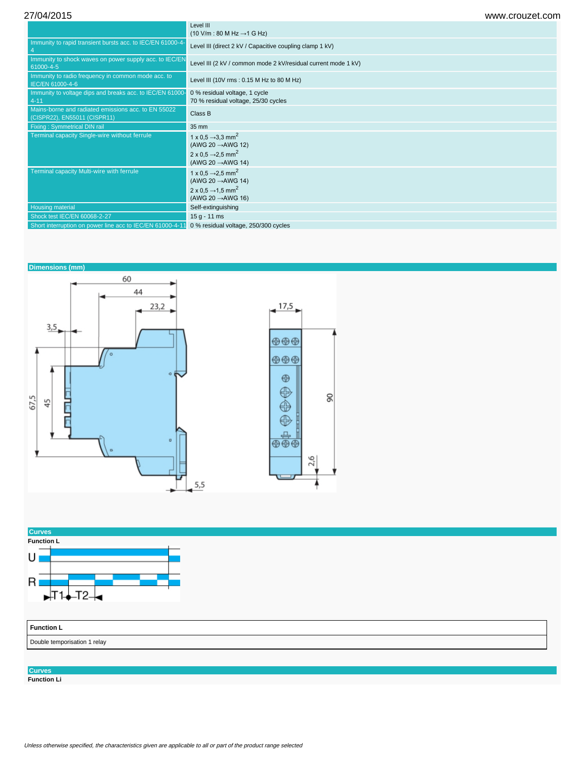| | |
|---|---|
| | Level III<br>(10 V/m : 80 M Hz →1 G Hz) |
| Immunity to rapid transient bursts acc. to IEC/EN 61000-4-4 | Level III (direct 2 kV / Capacitive coupling clamp 1 kV) |
| Immunity to shock waves on power supply acc. to IEC/EN 61000-4-5 | Level III (2 kV / common mode 2 kV/residual current mode 1 kV) |
| Immunity to radio frequency in common mode acc. to IEC/EN 61000-4-6 | Level III (10V rms : 0.15 M Hz to 80 M Hz) |
| Immunity to voltage dips and breaks acc. to IEC/EN 61000-4-11 | 0 % residual voltage, 1 cycle<br>70 % residual voltage, 25/30 cycles |
| Mains-borne and radiated emissions acc. to EN 55022 (CISPR22), EN55011 (CISPR11) | Class B |
| Fixing : Symmetrical DIN rail | 35 mm |
| Terminal capacity Single-wire without ferrule | 1 x 0,5 →3,3 mm$^2$<br>(AWG 20 →AWG 12)<br>2 x 0,5 →2,5 mm$^2$<br>(AWG 20 →AWG 14) |
| Terminal capacity Multi-wire with ferrule | 1 x 0,5 →2,5 mm$^2$<br>(AWG 20 →AWG 14)<br>2 x 0,5 →1,5 mm$^2$<br>(AWG 20 →AWG 16) |
| Housing material | Self-extinguishing |
| Shock test IEC/EN 60068-2-27 | 15 g - 11 ms |
| Short interruption on power line acc to IEC/EN 61000-4-11 | 0 % residual voltage, 250/300 cycles |

## Dimensions (mm)

## Curves

**Function L**

| **Function L** |
|---|
| Double temporisation 1 relay |

## Curves

**Function Li**

*Unless otherwise specified, the characteristics given are applicable to all or part of the product range selected*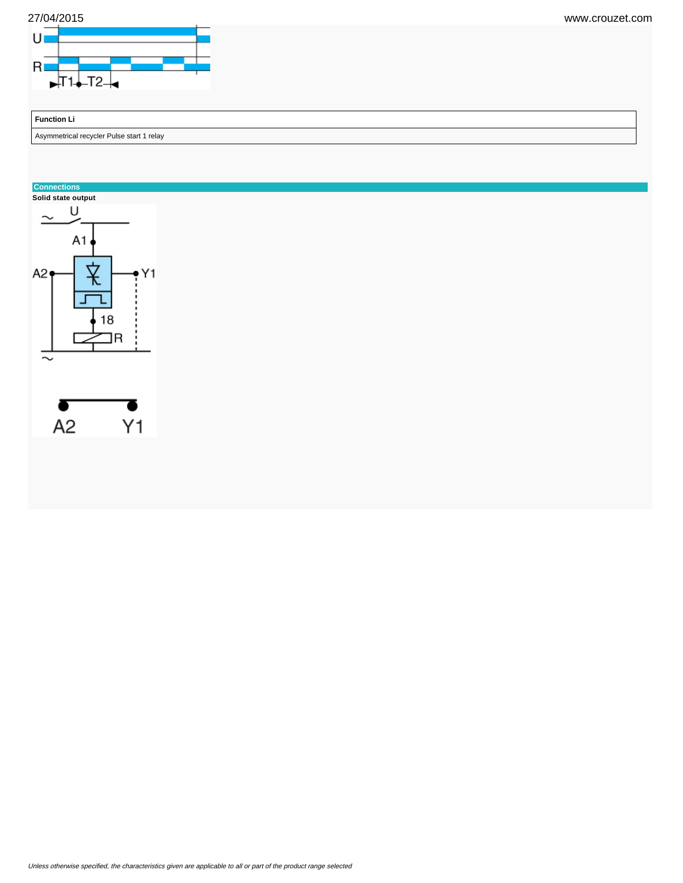U

R

T1 T2

| Function Li |
| --- |
| Asymmetrical recycler Pulse start 1 relay |

## Connections

**Solid state output**

U

A1

A2

Y1

18

R

A2 Y1

*Unless otherwise specified, the characteristics given are applicable to all or part of the product range selected*